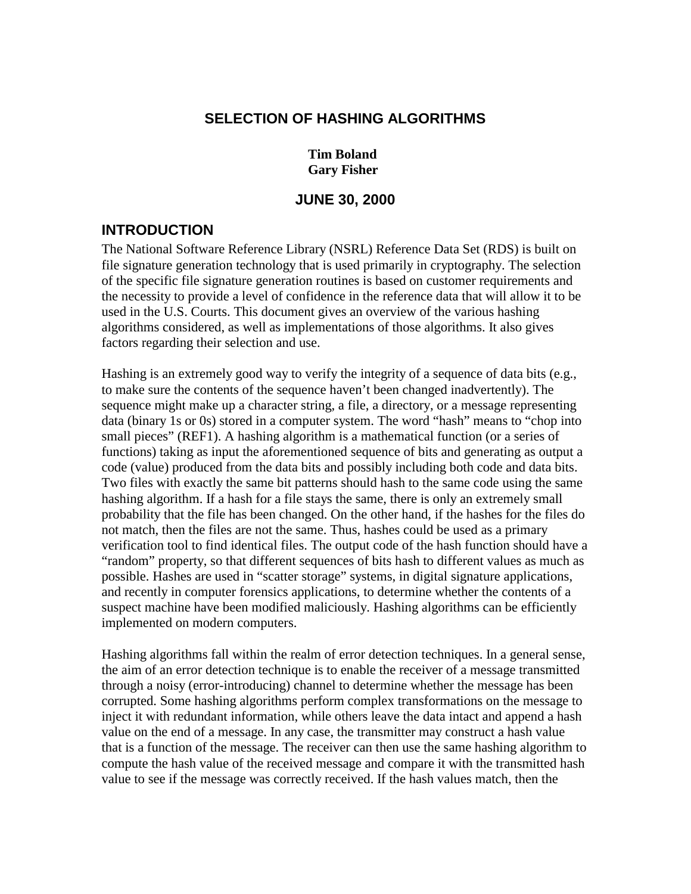# SELECTION OF HASHING ALGORITHMS

**Tim Boland**
**Gary Fisher**

**JUNE 30, 2000**

## INTRODUCTION

The National Software Reference Library (NSRL) Reference Data Set (RDS) is built on file signature generation technology that is used primarily in cryptography. The selection of the specific file signature generation routines is based on customer requirements and the necessity to provide a level of confidence in the reference data that will allow it to be used in the U.S. Courts. This document gives an overview of the various hashing algorithms considered, as well as implementations of those algorithms. It also gives factors regarding their selection and use.

Hashing is an extremely good way to verify the integrity of a sequence of data bits (e.g., to make sure the contents of the sequence haven't been changed inadvertently). The sequence might make up a character string, a file, a directory, or a message representing data (binary 1s or 0s) stored in a computer system. The word "hash" means to "chop into small pieces" (REF1). A hashing algorithm is a mathematical function (or a series of functions) taking as input the aforementioned sequence of bits and generating as output a code (value) produced from the data bits and possibly including both code and data bits. Two files with exactly the same bit patterns should hash to the same code using the same hashing algorithm. If a hash for a file stays the same, there is only an extremely small probability that the file has been changed. On the other hand, if the hashes for the files do not match, then the files are not the same. Thus, hashes could be used as a primary verification tool to find identical files. The output code of the hash function should have a "random" property, so that different sequences of bits hash to different values as much as possible. Hashes are used in "scatter storage" systems, in digital signature applications, and recently in computer forensics applications, to determine whether the contents of a suspect machine have been modified maliciously. Hashing algorithms can be efficiently implemented on modern computers.

Hashing algorithms fall within the realm of error detection techniques. In a general sense, the aim of an error detection technique is to enable the receiver of a message transmitted through a noisy (error-introducing) channel to determine whether the message has been corrupted. Some hashing algorithms perform complex transformations on the message to inject it with redundant information, while others leave the data intact and append a hash value on the end of a message. In any case, the transmitter may construct a hash value that is a function of the message. The receiver can then use the same hashing algorithm to compute the hash value of the received message and compare it with the transmitted hash value to see if the message was correctly received. If the hash values match, then the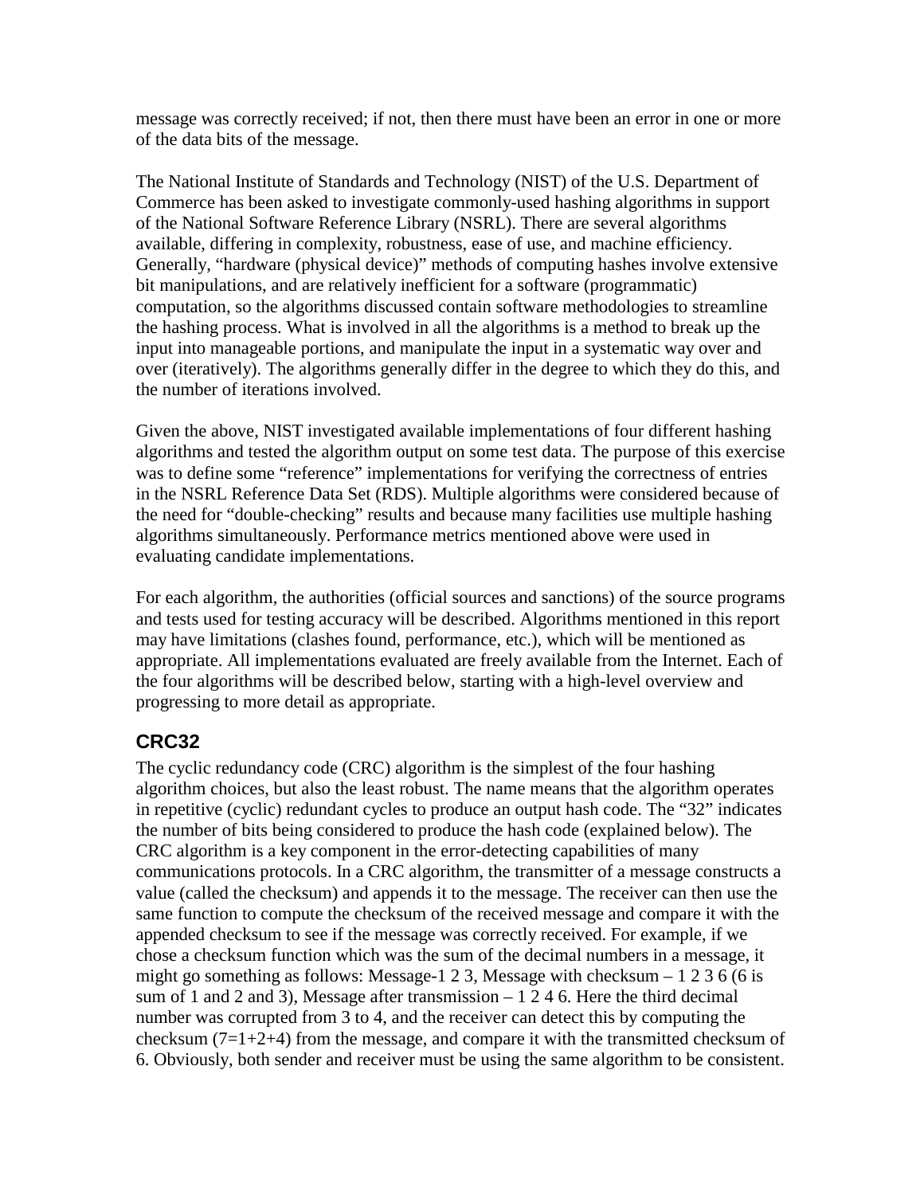message was correctly received; if not, then there must have been an error in one or more of the data bits of the message.

The National Institute of Standards and Technology (NIST) of the U.S. Department of Commerce has been asked to investigate commonly-used hashing algorithms in support of the National Software Reference Library (NSRL). There are several algorithms available, differing in complexity, robustness, ease of use, and machine efficiency. Generally, "hardware (physical device)" methods of computing hashes involve extensive bit manipulations, and are relatively inefficient for a software (programmatic) computation, so the algorithms discussed contain software methodologies to streamline the hashing process. What is involved in all the algorithms is a method to break up the input into manageable portions, and manipulate the input in a systematic way over and over (iteratively). The algorithms generally differ in the degree to which they do this, and the number of iterations involved.

Given the above, NIST investigated available implementations of four different hashing algorithms and tested the algorithm output on some test data. The purpose of this exercise was to define some "reference" implementations for verifying the correctness of entries in the NSRL Reference Data Set (RDS). Multiple algorithms were considered because of the need for "double-checking" results and because many facilities use multiple hashing algorithms simultaneously. Performance metrics mentioned above were used in evaluating candidate implementations.

For each algorithm, the authorities (official sources and sanctions) of the source programs and tests used for testing accuracy will be described. Algorithms mentioned in this report may have limitations (clashes found, performance, etc.), which will be mentioned as appropriate. All implementations evaluated are freely available from the Internet. Each of the four algorithms will be described below, starting with a high-level overview and progressing to more detail as appropriate.

## CRC32

The cyclic redundancy code (CRC) algorithm is the simplest of the four hashing algorithm choices, but also the least robust. The name means that the algorithm operates in repetitive (cyclic) redundant cycles to produce an output hash code. The "32" indicates the number of bits being considered to produce the hash code (explained below). The CRC algorithm is a key component in the error-detecting capabilities of many communications protocols. In a CRC algorithm, the transmitter of a message constructs a value (called the checksum) and appends it to the message. The receiver can then use the same function to compute the checksum of the received message and compare it with the appended checksum to see if the message was correctly received. For example, if we chose a checksum function which was the sum of the decimal numbers in a message, it might go something as follows: Message-1 2 3, Message with checksum – 1 2 3 6 (6 is sum of 1 and 2 and 3), Message after transmission – 1 2 4 6. Here the third decimal number was corrupted from 3 to 4, and the receiver can detect this by computing the checksum (7=1+2+4) from the message, and compare it with the transmitted checksum of 6. Obviously, both sender and receiver must be using the same algorithm to be consistent.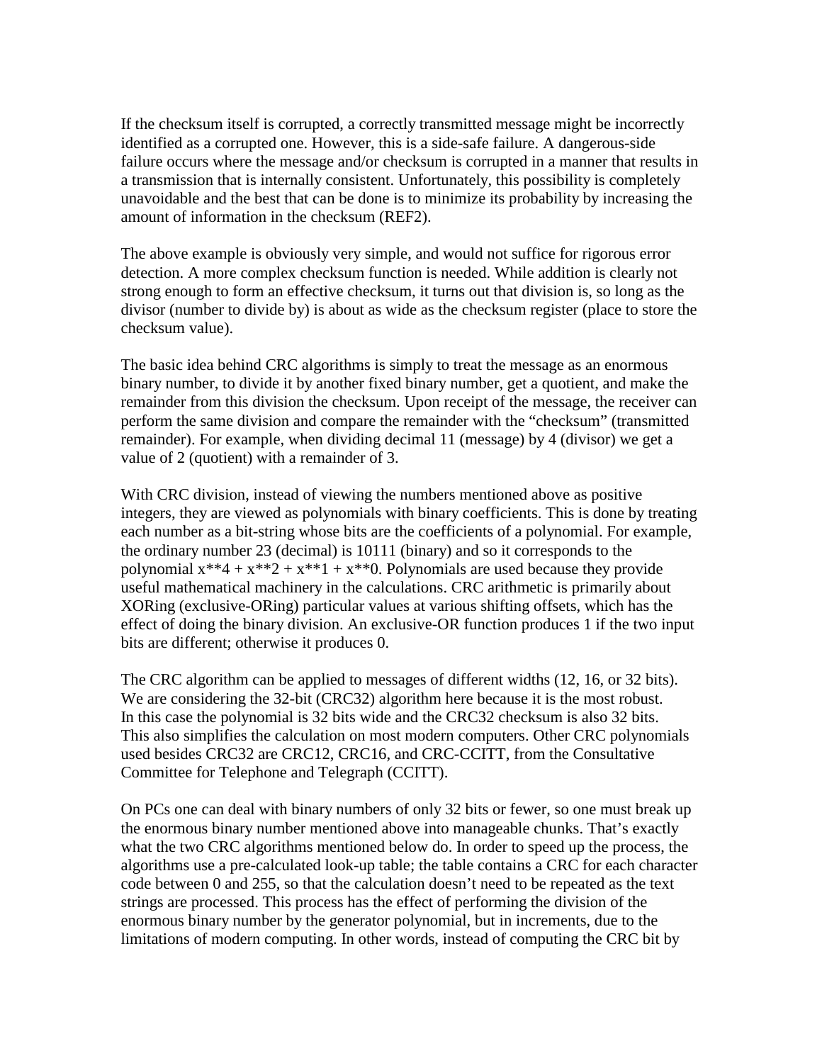If the checksum itself is corrupted, a correctly transmitted message might be incorrectly identified as a corrupted one. However, this is a side-safe failure. A dangerous-side failure occurs where the message and/or checksum is corrupted in a manner that results in a transmission that is internally consistent. Unfortunately, this possibility is completely unavoidable and the best that can be done is to minimize its probability by increasing the amount of information in the checksum (REF2).

The above example is obviously very simple, and would not suffice for rigorous error detection. A more complex checksum function is needed. While addition is clearly not strong enough to form an effective checksum, it turns out that division is, so long as the divisor (number to divide by) is about as wide as the checksum register (place to store the checksum value).

The basic idea behind CRC algorithms is simply to treat the message as an enormous binary number, to divide it by another fixed binary number, get a quotient, and make the remainder from this division the checksum. Upon receipt of the message, the receiver can perform the same division and compare the remainder with the "checksum" (transmitted remainder). For example, when dividing decimal 11 (message) by 4 (divisor) we get a value of 2 (quotient) with a remainder of 3.

With CRC division, instead of viewing the numbers mentioned above as positive integers, they are viewed as polynomials with binary coefficients. This is done by treating each number as a bit-string whose bits are the coefficients of a polynomial. For example, the ordinary number 23 (decimal) is 10111 (binary) and so it corresponds to the polynomial x**4 + x**2 + x**1 + x**0. Polynomials are used because they provide useful mathematical machinery in the calculations. CRC arithmetic is primarily about XORing (exclusive-ORing) particular values at various shifting offsets, which has the effect of doing the binary division. An exclusive-OR function produces 1 if the two input bits are different; otherwise it produces 0.

The CRC algorithm can be applied to messages of different widths (12, 16, or 32 bits). We are considering the 32-bit (CRC32) algorithm here because it is the most robust. In this case the polynomial is 32 bits wide and the CRC32 checksum is also 32 bits. This also simplifies the calculation on most modern computers. Other CRC polynomials used besides CRC32 are CRC12, CRC16, and CRC-CCITT, from the Consultative Committee for Telephone and Telegraph (CCITT).

On PCs one can deal with binary numbers of only 32 bits or fewer, so one must break up the enormous binary number mentioned above into manageable chunks. That's exactly what the two CRC algorithms mentioned below do. In order to speed up the process, the algorithms use a pre-calculated look-up table; the table contains a CRC for each character code between 0 and 255, so that the calculation doesn't need to be repeated as the text strings are processed. This process has the effect of performing the division of the enormous binary number by the generator polynomial, but in increments, due to the limitations of modern computing. In other words, instead of computing the CRC bit by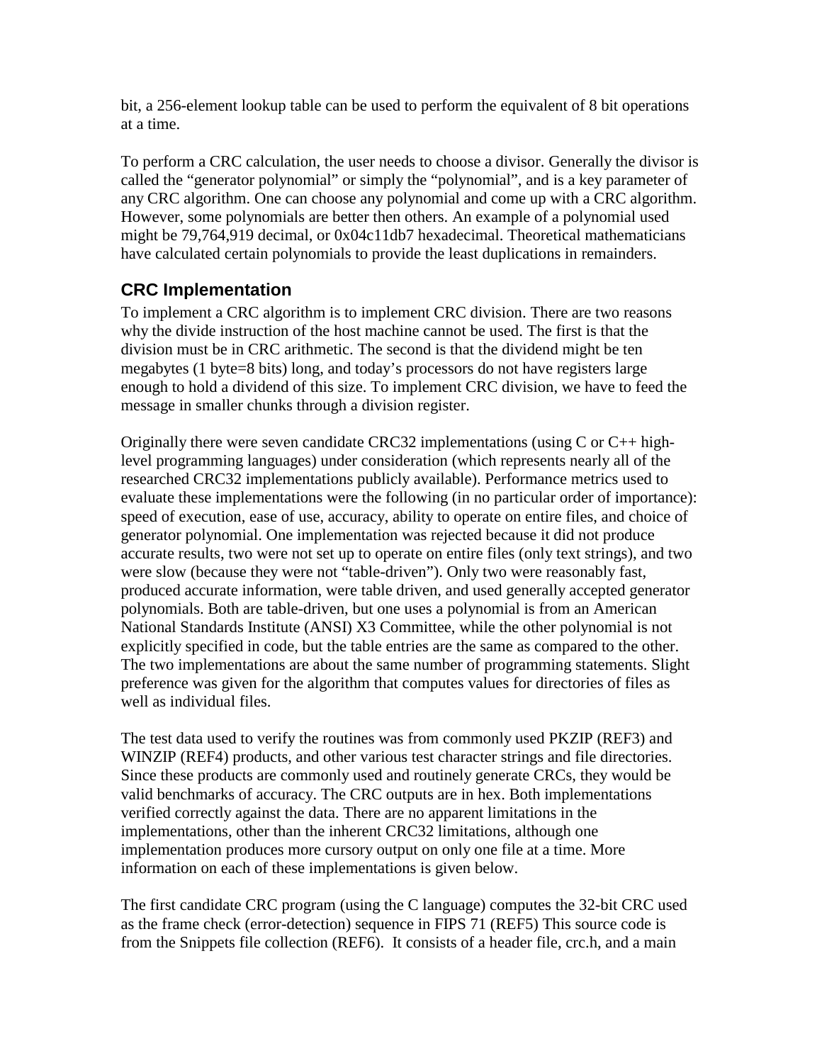bit, a 256-element lookup table can be used to perform the equivalent of 8 bit operations at a time.

To perform a CRC calculation, the user needs to choose a divisor. Generally the divisor is called the “generator polynomial” or simply the “polynomial”, and is a key parameter of any CRC algorithm. One can choose any polynomial and come up with a CRC algorithm. However, some polynomials are better then others. An example of a polynomial used might be 79,764,919 decimal, or 0x04c11db7 hexadecimal. Theoretical mathematicians have calculated certain polynomials to provide the least duplications in remainders.

## CRC Implementation

To implement a CRC algorithm is to implement CRC division. There are two reasons why the divide instruction of the host machine cannot be used. The first is that the division must be in CRC arithmetic. The second is that the dividend might be ten megabytes (1 byte=8 bits) long, and today’s processors do not have registers large enough to hold a dividend of this size. To implement CRC division, we have to feed the message in smaller chunks through a division register.

Originally there were seven candidate CRC32 implementations (using C or C++ high-level programming languages) under consideration (which represents nearly all of the researched CRC32 implementations publicly available). Performance metrics used to evaluate these implementations were the following (in no particular order of importance): speed of execution, ease of use, accuracy, ability to operate on entire files, and choice of generator polynomial. One implementation was rejected because it did not produce accurate results, two were not set up to operate on entire files (only text strings), and two were slow (because they were not “table-driven”). Only two were reasonably fast, produced accurate information, were table driven, and used generally accepted generator polynomials. Both are table-driven, but one uses a polynomial is from an American National Standards Institute (ANSI) X3 Committee, while the other polynomial is not explicitly specified in code, but the table entries are the same as compared to the other. The two implementations are about the same number of programming statements. Slight preference was given for the algorithm that computes values for directories of files as well as individual files.

The test data used to verify the routines was from commonly used PKZIP (REF3) and WINZIP (REF4) products, and other various test character strings and file directories. Since these products are commonly used and routinely generate CRCs, they would be valid benchmarks of accuracy. The CRC outputs are in hex. Both implementations verified correctly against the data. There are no apparent limitations in the implementations, other than the inherent CRC32 limitations, although one implementation produces more cursory output on only one file at a time. More information on each of these implementations is given below.

The first candidate CRC program (using the C language) computes the 32-bit CRC used as the frame check (error-detection) sequence in FIPS 71 (REF5) This source code is from the Snippets file collection (REF6). It consists of a header file, crc.h, and a main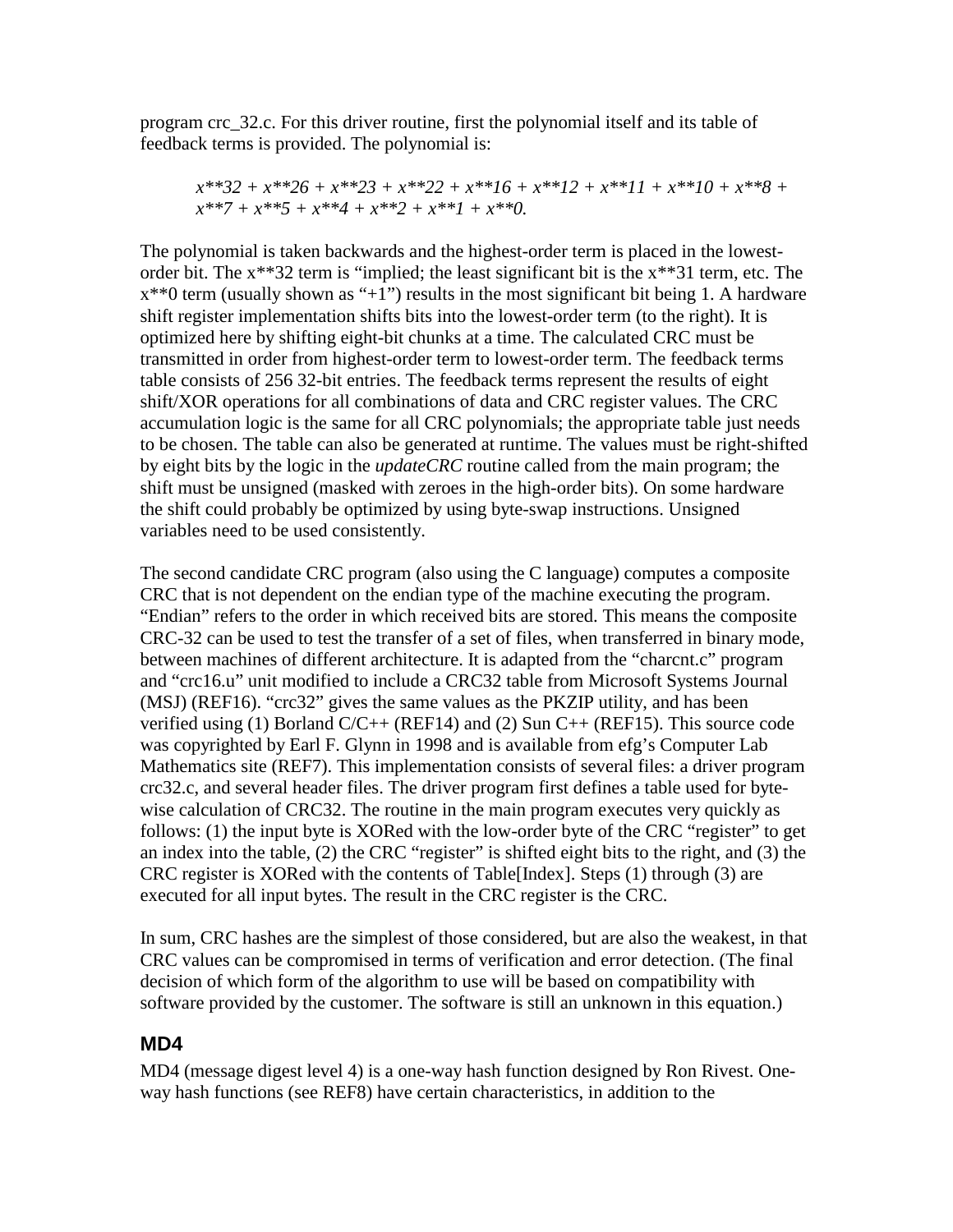program crc_32.c. For this driver routine, first the polynomial itself and its table of feedback terms is provided. The polynomial is:

> $x^{32} + x^{26} + x^{23} + x^{22} + x^{16} + x^{12} + x^{11} + x^{10} + x^{8} + x^{7} + x^{5} + x^{4} + x^{2} + x^{1} + x^{0}.$

The polynomial is taken backwards and the highest-order term is placed in the lowest-order bit. The x**32 term is "implied; the least significant bit is the x**31 term, etc. The x**0 term (usually shown as "+1") results in the most significant bit being 1. A hardware shift register implementation shifts bits into the lowest-order term (to the right). It is optimized here by shifting eight-bit chunks at a time. The calculated CRC must be transmitted in order from highest-order term to lowest-order term. The feedback terms table consists of 256 32-bit entries. The feedback terms represent the results of eight shift/XOR operations for all combinations of data and CRC register values. The CRC accumulation logic is the same for all CRC polynomials; the appropriate table just needs to be chosen. The table can also be generated at runtime. The values must be right-shifted by eight bits by the logic in the *updateCRC* routine called from the main program; the shift must be unsigned (masked with zeroes in the high-order bits). On some hardware the shift could probably be optimized by using byte-swap instructions. Unsigned variables need to be used consistently.

The second candidate CRC program (also using the C language) computes a composite CRC that is not dependent on the endian type of the machine executing the program. "Endian" refers to the order in which received bits are stored. This means the composite CRC-32 can be used to test the transfer of a set of files, when transferred in binary mode, between machines of different architecture. It is adapted from the "charcnt.c" program and "crc16.u" unit modified to include a CRC32 table from Microsoft Systems Journal (MSJ) (REF16). "crc32" gives the same values as the PKZIP utility, and has been verified using (1) Borland C/C++ (REF14) and (2) Sun C++ (REF15). This source code was copyrighted by Earl F. Glynn in 1998 and is available from efg's Computer Lab Mathematics site (REF7). This implementation consists of several files: a driver program crc32.c, and several header files. The driver program first defines a table used for byte-wise calculation of CRC32. The routine in the main program executes very quickly as follows: (1) the input byte is XORed with the low-order byte of the CRC "register" to get an index into the table, (2) the CRC "register" is shifted eight bits to the right, and (3) the CRC register is XORed with the contents of Table[Index]. Steps (1) through (3) are executed for all input bytes. The result in the CRC register is the CRC.

In sum, CRC hashes are the simplest of those considered, but are also the weakest, in that CRC values can be compromised in terms of verification and error detection. (The final decision of which form of the algorithm to use will be based on compatibility with software provided by the customer. The software is still an unknown in this equation.)

## MD4

MD4 (message digest level 4) is a one-way hash function designed by Ron Rivest. One-way hash functions (see REF8) have certain characteristics, in addition to the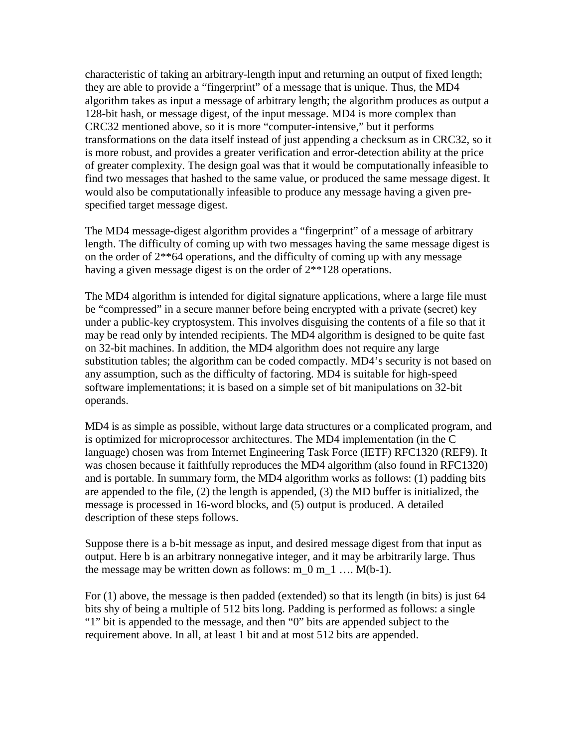characteristic of taking an arbitrary-length input and returning an output of fixed length; they are able to provide a "fingerprint" of a message that is unique. Thus, the MD4 algorithm takes as input a message of arbitrary length; the algorithm produces as output a 128-bit hash, or message digest, of the input message. MD4 is more complex than CRC32 mentioned above, so it is more "computer-intensive," but it performs transformations on the data itself instead of just appending a checksum as in CRC32, so it is more robust, and provides a greater verification and error-detection ability at the price of greater complexity. The design goal was that it would be computationally infeasible to find two messages that hashed to the same value, or produced the same message digest. It would also be computationally infeasible to produce any message having a given pre-specified target message digest.

The MD4 message-digest algorithm provides a "fingerprint" of a message of arbitrary length. The difficulty of coming up with two messages having the same message digest is on the order of 2**64 operations, and the difficulty of coming up with any message having a given message digest is on the order of 2**128 operations.

The MD4 algorithm is intended for digital signature applications, where a large file must be "compressed" in a secure manner before being encrypted with a private (secret) key under a public-key cryptosystem. This involves disguising the contents of a file so that it may be read only by intended recipients. The MD4 algorithm is designed to be quite fast on 32-bit machines. In addition, the MD4 algorithm does not require any large substitution tables; the algorithm can be coded compactly. MD4's security is not based on any assumption, such as the difficulty of factoring. MD4 is suitable for high-speed software implementations; it is based on a simple set of bit manipulations on 32-bit operands.

MD4 is as simple as possible, without large data structures or a complicated program, and is optimized for microprocessor architectures. The MD4 implementation (in the C language) chosen was from Internet Engineering Task Force (IETF) RFC1320 (REF9). It was chosen because it faithfully reproduces the MD4 algorithm (also found in RFC1320) and is portable. In summary form, the MD4 algorithm works as follows: (1) padding bits are appended to the file, (2) the length is appended, (3) the MD buffer is initialized, the message is processed in 16-word blocks, and (5) output is produced. A detailed description of these steps follows.

Suppose there is a b-bit message as input, and desired message digest from that input as output. Here b is an arbitrary nonnegative integer, and it may be arbitrarily large. Thus the message may be written down as follows: m_0 m_1 …. M(b-1).

For (1) above, the message is then padded (extended) so that its length (in bits) is just 64 bits shy of being a multiple of 512 bits long. Padding is performed as follows: a single "1" bit is appended to the message, and then "0" bits are appended subject to the requirement above. In all, at least 1 bit and at most 512 bits are appended.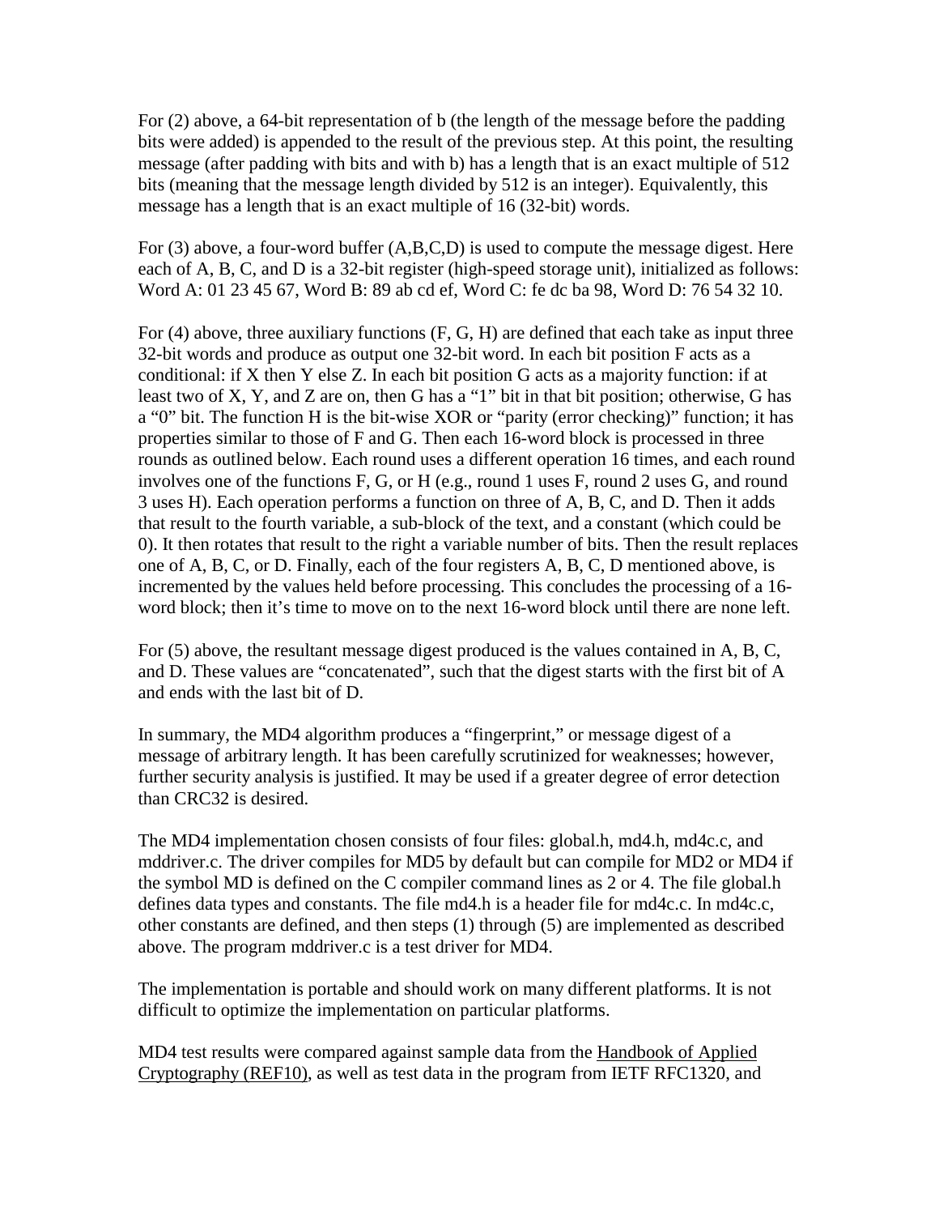For (2) above, a 64-bit representation of b (the length of the message before the padding bits were added) is appended to the result of the previous step. At this point, the resulting message (after padding with bits and with b) has a length that is an exact multiple of 512 bits (meaning that the message length divided by 512 is an integer). Equivalently, this message has a length that is an exact multiple of 16 (32-bit) words.

For (3) above, a four-word buffer (A,B,C,D) is used to compute the message digest. Here each of A, B, C, and D is a 32-bit register (high-speed storage unit), initialized as follows: Word A: 01 23 45 67, Word B: 89 ab cd ef, Word C: fe dc ba 98, Word D: 76 54 32 10.

For (4) above, three auxiliary functions (F, G, H) are defined that each take as input three 32-bit words and produce as output one 32-bit word. In each bit position F acts as a conditional: if X then Y else Z. In each bit position G acts as a majority function: if at least two of X, Y, and Z are on, then G has a "1" bit in that bit position; otherwise, G has a "0" bit. The function H is the bit-wise XOR or "parity (error checking)" function; it has properties similar to those of F and G. Then each 16-word block is processed in three rounds as outlined below. Each round uses a different operation 16 times, and each round involves one of the functions F, G, or H (e.g., round 1 uses F, round 2 uses G, and round 3 uses H). Each operation performs a function on three of A, B, C, and D. Then it adds that result to the fourth variable, a sub-block of the text, and a constant (which could be 0). It then rotates that result to the right a variable number of bits. Then the result replaces one of A, B, C, or D. Finally, each of the four registers A, B, C, D mentioned above, is incremented by the values held before processing. This concludes the processing of a 16-word block; then it's time to move on to the next 16-word block until there are none left.

For (5) above, the resultant message digest produced is the values contained in A, B, C, and D. These values are "concatenated", such that the digest starts with the first bit of A and ends with the last bit of D.

In summary, the MD4 algorithm produces a "fingerprint," or message digest of a message of arbitrary length. It has been carefully scrutinized for weaknesses; however, further security analysis is justified. It may be used if a greater degree of error detection than CRC32 is desired.

The MD4 implementation chosen consists of four files: global.h, md4.h, md4c.c, and mddriver.c. The driver compiles for MD5 by default but can compile for MD2 or MD4 if the symbol MD is defined on the C compiler command lines as 2 or 4. The file global.h defines data types and constants. The file md4.h is a header file for md4c.c. In md4c.c, other constants are defined, and then steps (1) through (5) are implemented as described above. The program mddriver.c is a test driver for MD4.

The implementation is portable and should work on many different platforms. It is not difficult to optimize the implementation on particular platforms.

MD4 test results were compared against sample data from the Handbook of Applied Cryptography (REF10), as well as test data in the program from IETF RFC1320, and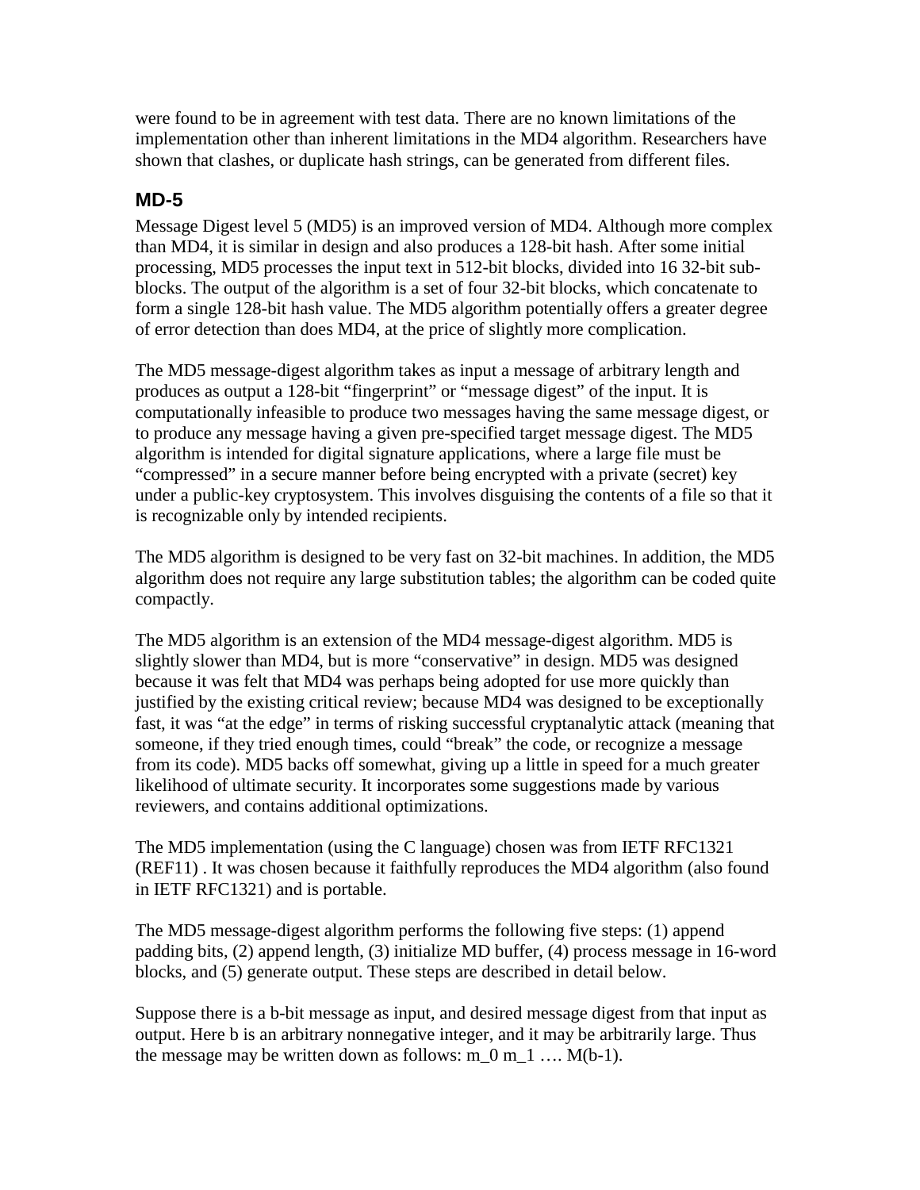were found to be in agreement with test data. There are no known limitations of the implementation other than inherent limitations in the MD4 algorithm. Researchers have shown that clashes, or duplicate hash strings, can be generated from different files.

### MD-5

Message Digest level 5 (MD5) is an improved version of MD4. Although more complex than MD4, it is similar in design and also produces a 128-bit hash. After some initial processing, MD5 processes the input text in 512-bit blocks, divided into 16 32-bit sub-blocks. The output of the algorithm is a set of four 32-bit blocks, which concatenate to form a single 128-bit hash value. The MD5 algorithm potentially offers a greater degree of error detection than does MD4, at the price of slightly more complication.

The MD5 message-digest algorithm takes as input a message of arbitrary length and produces as output a 128-bit "fingerprint" or "message digest" of the input. It is computationally infeasible to produce two messages having the same message digest, or to produce any message having a given pre-specified target message digest. The MD5 algorithm is intended for digital signature applications, where a large file must be "compressed" in a secure manner before being encrypted with a private (secret) key under a public-key cryptosystem. This involves disguising the contents of a file so that it is recognizable only by intended recipients.

The MD5 algorithm is designed to be very fast on 32-bit machines. In addition, the MD5 algorithm does not require any large substitution tables; the algorithm can be coded quite compactly.

The MD5 algorithm is an extension of the MD4 message-digest algorithm. MD5 is slightly slower than MD4, but is more "conservative" in design. MD5 was designed because it was felt that MD4 was perhaps being adopted for use more quickly than justified by the existing critical review; because MD4 was designed to be exceptionally fast, it was "at the edge" in terms of risking successful cryptanalytic attack (meaning that someone, if they tried enough times, could "break" the code, or recognize a message from its code). MD5 backs off somewhat, giving up a little in speed for a much greater likelihood of ultimate security. It incorporates some suggestions made by various reviewers, and contains additional optimizations.

The MD5 implementation (using the C language) chosen was from IETF RFC1321 (REF11) . It was chosen because it faithfully reproduces the MD4 algorithm (also found in IETF RFC1321) and is portable.

The MD5 message-digest algorithm performs the following five steps: (1) append padding bits, (2) append length, (3) initialize MD buffer, (4) process message in 16-word blocks, and (5) generate output. These steps are described in detail below.

Suppose there is a b-bit message as input, and desired message digest from that input as output. Here b is an arbitrary nonnegative integer, and it may be arbitrarily large. Thus the message may be written down as follows: $m_0$ $m_1$ …. $M(b-1)$.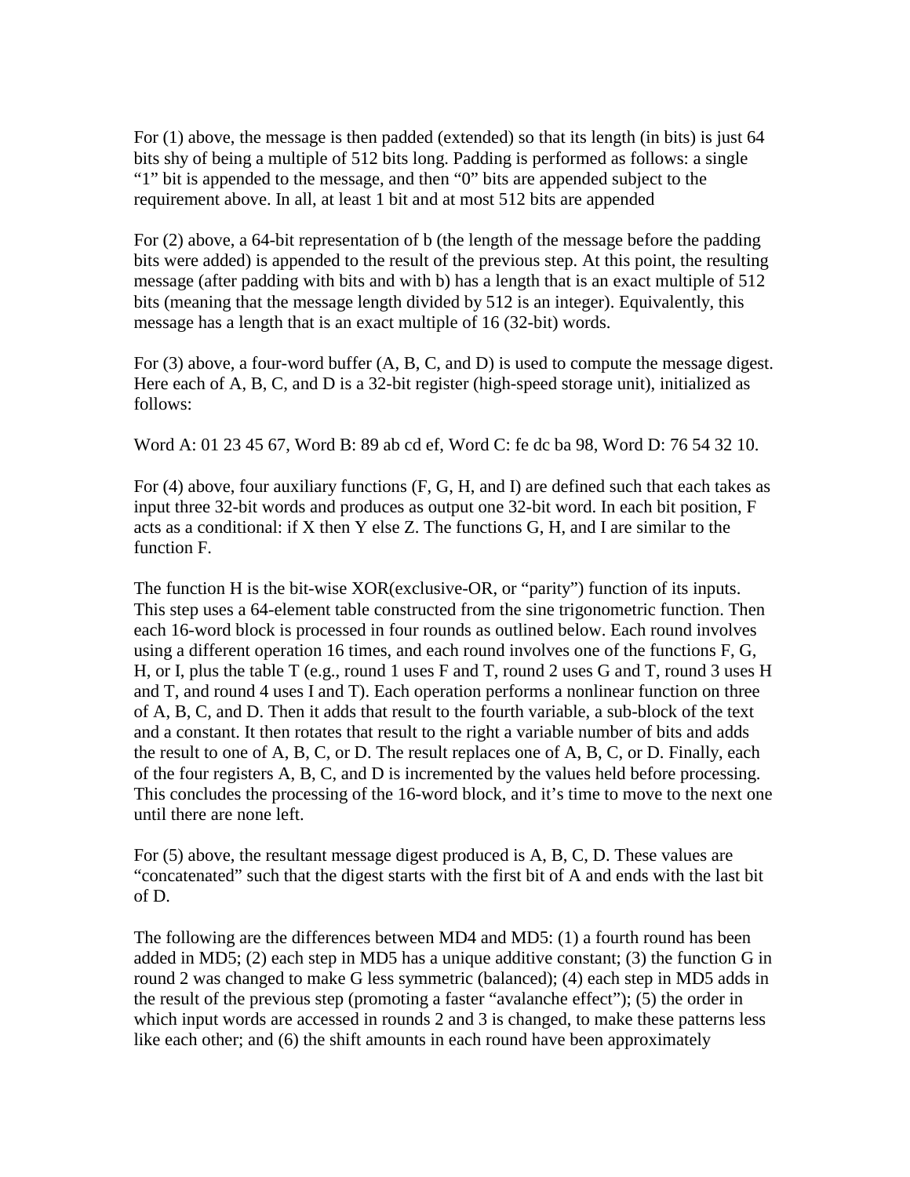For (1) above, the message is then padded (extended) so that its length (in bits) is just 64 bits shy of being a multiple of 512 bits long. Padding is performed as follows: a single "1" bit is appended to the message, and then "0" bits are appended subject to the requirement above. In all, at least 1 bit and at most 512 bits are appended

For (2) above, a 64-bit representation of b (the length of the message before the padding bits were added) is appended to the result of the previous step. At this point, the resulting message (after padding with bits and with b) has a length that is an exact multiple of 512 bits (meaning that the message length divided by 512 is an integer). Equivalently, this message has a length that is an exact multiple of 16 (32-bit) words.

For (3) above, a four-word buffer (A, B, C, and D) is used to compute the message digest. Here each of A, B, C, and D is a 32-bit register (high-speed storage unit), initialized as follows:

Word A: 01 23 45 67, Word B: 89 ab cd ef, Word C: fe dc ba 98, Word D: 76 54 32 10.

For (4) above, four auxiliary functions (F, G, H, and I) are defined such that each takes as input three 32-bit words and produces as output one 32-bit word. In each bit position, F acts as a conditional: if X then Y else Z. The functions G, H, and I are similar to the function F.

The function H is the bit-wise XOR(exclusive-OR, or "parity") function of its inputs. This step uses a 64-element table constructed from the sine trigonometric function. Then each 16-word block is processed in four rounds as outlined below. Each round involves using a different operation 16 times, and each round involves one of the functions F, G, H, or I, plus the table T (e.g., round 1 uses F and T, round 2 uses G and T, round 3 uses H and T, and round 4 uses I and T). Each operation performs a nonlinear function on three of A, B, C, and D. Then it adds that result to the fourth variable, a sub-block of the text and a constant. It then rotates that result to the right a variable number of bits and adds the result to one of A, B, C, or D. The result replaces one of A, B, C, or D. Finally, each of the four registers A, B, C, and D is incremented by the values held before processing. This concludes the processing of the 16-word block, and it's time to move to the next one until there are none left.

For (5) above, the resultant message digest produced is A, B, C, D. These values are "concatenated" such that the digest starts with the first bit of A and ends with the last bit of D.

The following are the differences between MD4 and MD5: (1) a fourth round has been added in MD5; (2) each step in MD5 has a unique additive constant; (3) the function G in round 2 was changed to make G less symmetric (balanced); (4) each step in MD5 adds in the result of the previous step (promoting a faster "avalanche effect"); (5) the order in which input words are accessed in rounds 2 and 3 is changed, to make these patterns less like each other; and (6) the shift amounts in each round have been approximately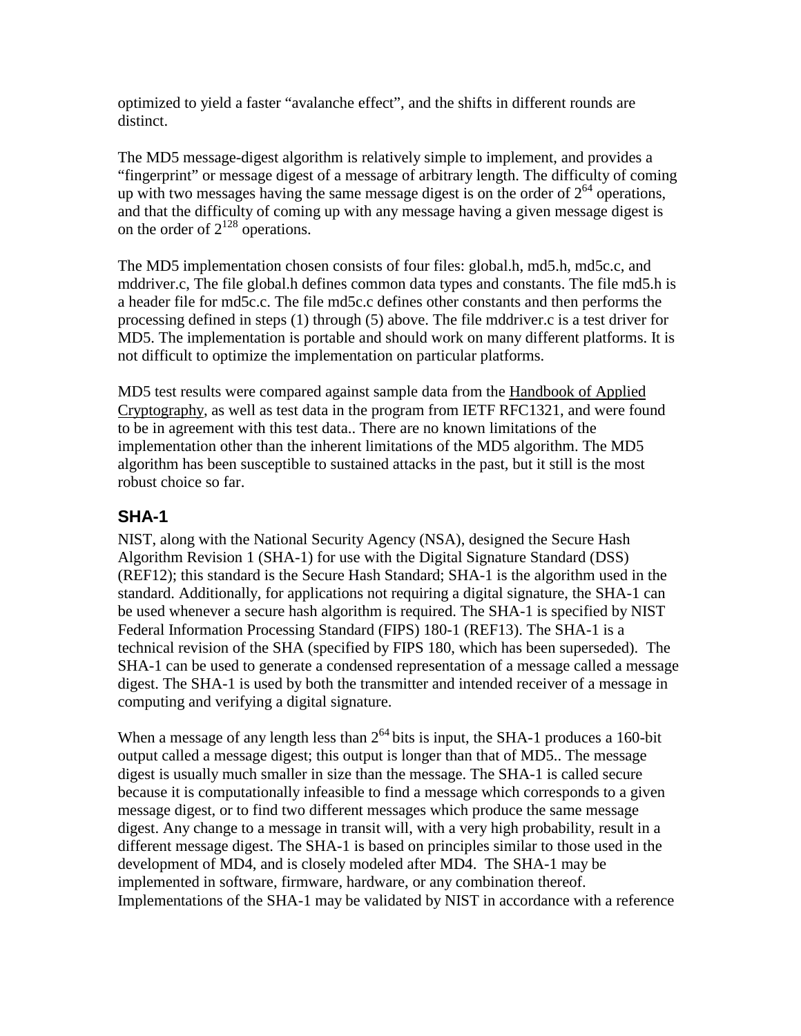optimized to yield a faster "avalanche effect", and the shifts in different rounds are distinct.

The MD5 message-digest algorithm is relatively simple to implement, and provides a "fingerprint" or message digest of a message of arbitrary length. The difficulty of coming up with two messages having the same message digest is on the order of $2^{64}$ operations, and that the difficulty of coming up with any message having a given message digest is on the order of $2^{128}$ operations.

The MD5 implementation chosen consists of four files: global.h, md5.h, md5c.c, and mddriver.c, The file global.h defines common data types and constants. The file md5.h is a header file for md5c.c. The file md5c.c defines other constants and then performs the processing defined in steps (1) through (5) above. The file mddriver.c is a test driver for MD5. The implementation is portable and should work on many different platforms. It is not difficult to optimize the implementation on particular platforms.

MD5 test results were compared against sample data from the Handbook of Applied Cryptography, as well as test data in the program from IETF RFC1321, and were found to be in agreement with this test data.. There are no known limitations of the implementation other than the inherent limitations of the MD5 algorithm. The MD5 algorithm has been susceptible to sustained attacks in the past, but it still is the most robust choice so far.

## SHA-1

NIST, along with the National Security Agency (NSA), designed the Secure Hash Algorithm Revision 1 (SHA-1) for use with the Digital Signature Standard (DSS) (REF12); this standard is the Secure Hash Standard; SHA-1 is the algorithm used in the standard. Additionally, for applications not requiring a digital signature, the SHA-1 can be used whenever a secure hash algorithm is required. The SHA-1 is specified by NIST Federal Information Processing Standard (FIPS) 180-1 (REF13). The SHA-1 is a technical revision of the SHA (specified by FIPS 180, which has been superseded). The SHA-1 can be used to generate a condensed representation of a message called a message digest. The SHA-1 is used by both the transmitter and intended receiver of a message in computing and verifying a digital signature.

When a message of any length less than $2^{64}$ bits is input, the SHA-1 produces a 160-bit output called a message digest; this output is longer than that of MD5.. The message digest is usually much smaller in size than the message. The SHA-1 is called secure because it is computationally infeasible to find a message which corresponds to a given message digest, or to find two different messages which produce the same message digest. Any change to a message in transit will, with a very high probability, result in a different message digest. The SHA-1 is based on principles similar to those used in the development of MD4, and is closely modeled after MD4. The SHA-1 may be implemented in software, firmware, hardware, or any combination thereof. Implementations of the SHA-1 may be validated by NIST in accordance with a reference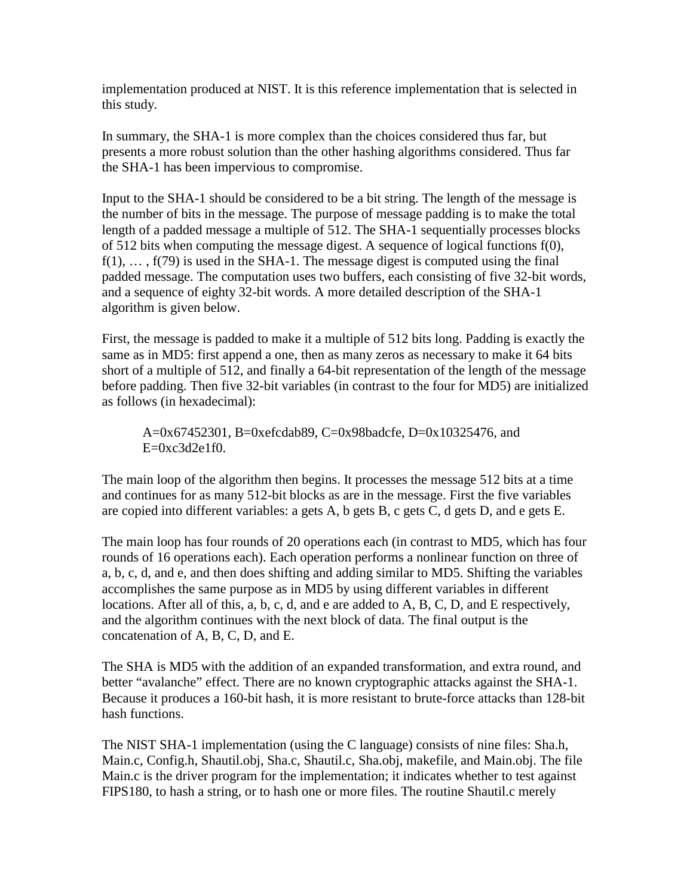implementation produced at NIST. It is this reference implementation that is selected in this study.

In summary, the SHA-1 is more complex than the choices considered thus far, but presents a more robust solution than the other hashing algorithms considered. Thus far the SHA-1 has been impervious to compromise.

Input to the SHA-1 should be considered to be a bit string. The length of the message is the number of bits in the message. The purpose of message padding is to make the total length of a padded message a multiple of 512. The SHA-1 sequentially processes blocks of 512 bits when computing the message digest. A sequence of logical functions f(0), f(1), … , f(79) is used in the SHA-1. The message digest is computed using the final padded message. The computation uses two buffers, each consisting of five 32-bit words, and a sequence of eighty 32-bit words. A more detailed description of the SHA-1 algorithm is given below.

First, the message is padded to make it a multiple of 512 bits long. Padding is exactly the same as in MD5: first append a one, then as many zeros as necessary to make it 64 bits short of a multiple of 512, and finally a 64-bit representation of the length of the message before padding. Then five 32-bit variables (in contrast to the four for MD5) are initialized as follows (in hexadecimal):

> A=0x67452301, B=0xefcdab89, C=0x98badcfe, D=0x10325476, and E=0xc3d2e1f0.

The main loop of the algorithm then begins. It processes the message 512 bits at a time and continues for as many 512-bit blocks as are in the message. First the five variables are copied into different variables: a gets A, b gets B, c gets C, d gets D, and e gets E.

The main loop has four rounds of 20 operations each (in contrast to MD5, which has four rounds of 16 operations each). Each operation performs a nonlinear function on three of a, b, c, d, and e, and then does shifting and adding similar to MD5. Shifting the variables accomplishes the same purpose as in MD5 by using different variables in different locations. After all of this, a, b, c, d, and e are added to A, B, C, D, and E respectively, and the algorithm continues with the next block of data. The final output is the concatenation of A, B, C, D, and E.

The SHA is MD5 with the addition of an expanded transformation, and extra round, and better "avalanche" effect. There are no known cryptographic attacks against the SHA-1. Because it produces a 160-bit hash, it is more resistant to brute-force attacks than 128-bit hash functions.

The NIST SHA-1 implementation (using the C language) consists of nine files: Sha.h, Main.c, Config.h, Shautil.obj, Sha.c, Shautil.c, Sha.obj, makefile, and Main.obj. The file Main.c is the driver program for the implementation; it indicates whether to test against FIPS180, to hash a string, or to hash one or more files. The routine Shautil.c merely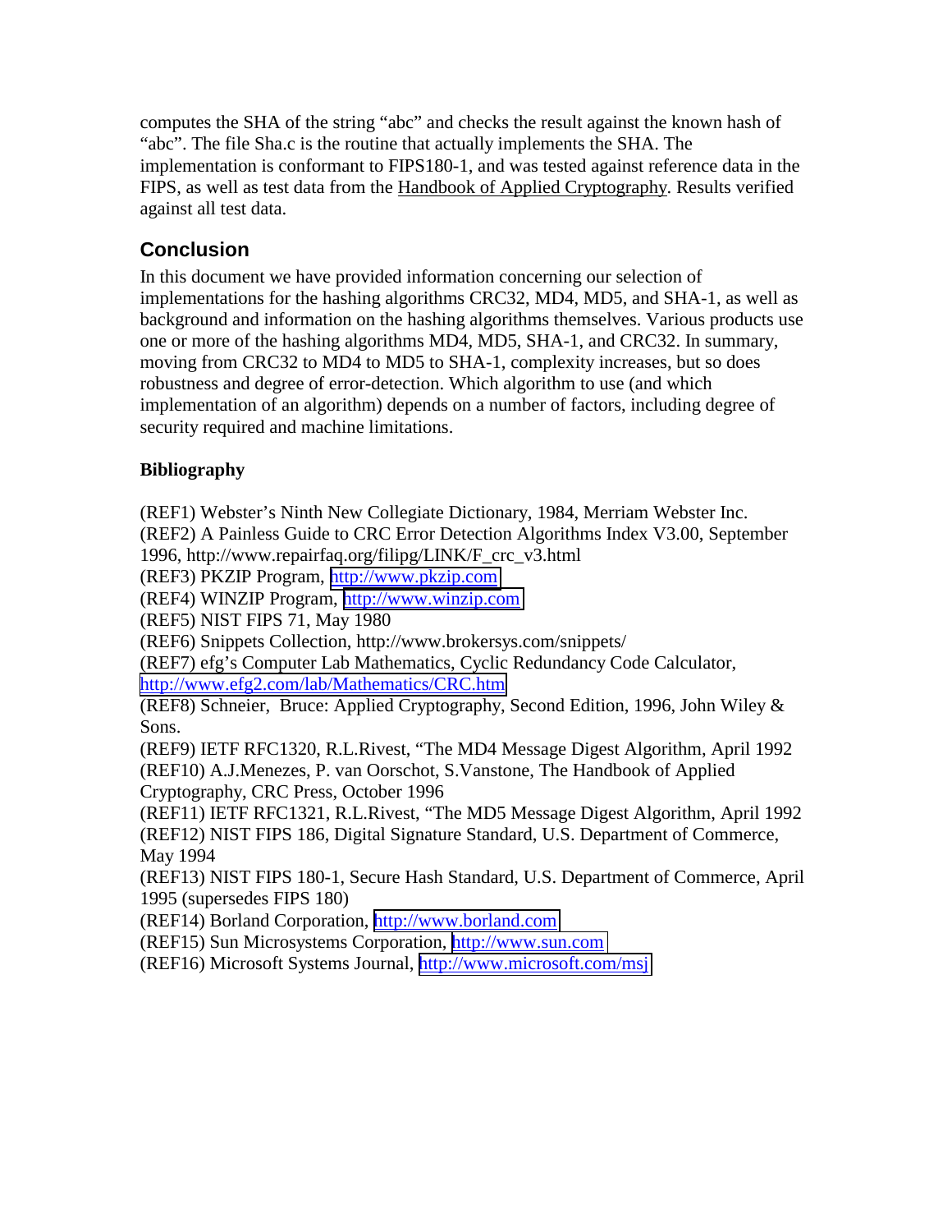computes the SHA of the string “abc” and checks the result against the known hash of “abc”. The file Sha.c is the routine that actually implements the SHA. The implementation is conformant to FIPS180-1, and was tested against reference data in the FIPS, as well as test data from the Handbook of Applied Cryptography. Results verified against all test data.

## Conclusion

In this document we have provided information concerning our selection of implementations for the hashing algorithms CRC32, MD4, MD5, and SHA-1, as well as background and information on the hashing algorithms themselves. Various products use one or more of the hashing algorithms MD4, MD5, SHA-1, and CRC32. In summary, moving from CRC32 to MD4 to MD5 to SHA-1, complexity increases, but so does robustness and degree of error-detection. Which algorithm to use (and which implementation of an algorithm) depends on a number of factors, including degree of security required and machine limitations.

**Bibliography**

(REF1) Webster’s Ninth New Collegiate Dictionary, 1984, Merriam Webster Inc.
(REF2) A Painless Guide to CRC Error Detection Algorithms Index V3.00, September 1996, http://www.repairfaq.org/filipg/LINK/F_crc_v3.html
(REF3) PKZIP Program, http://www.pkzip.com
(REF4) WINZIP Program, http://www.winzip.com
(REF5) NIST FIPS 71, May 1980
(REF6) Snippets Collection, http://www.brokersys.com/snippets/
(REF7) efg’s Computer Lab Mathematics, Cyclic Redundancy Code Calculator, http://www.efg2.com/lab/Mathematics/CRC.htm
(REF8) Schneier, Bruce: Applied Cryptography, Second Edition, 1996, John Wiley & Sons.
(REF9) IETF RFC1320, R.L.Rivest, “The MD4 Message Digest Algorithm, April 1992
(REF10) A.J.Menezes, P. van Oorschot, S.Vanstone, The Handbook of Applied Cryptography, CRC Press, October 1996
(REF11) IETF RFC1321, R.L.Rivest, “The MD5 Message Digest Algorithm, April 1992
(REF12) NIST FIPS 186, Digital Signature Standard, U.S. Department of Commerce, May 1994
(REF13) NIST FIPS 180-1, Secure Hash Standard, U.S. Department of Commerce, April 1995 (supersedes FIPS 180)
(REF14) Borland Corporation, http://www.borland.com
(REF15) Sun Microsystems Corporation, http://www.sun.com
(REF16) Microsoft Systems Journal, http://www.microsoft.com/msj